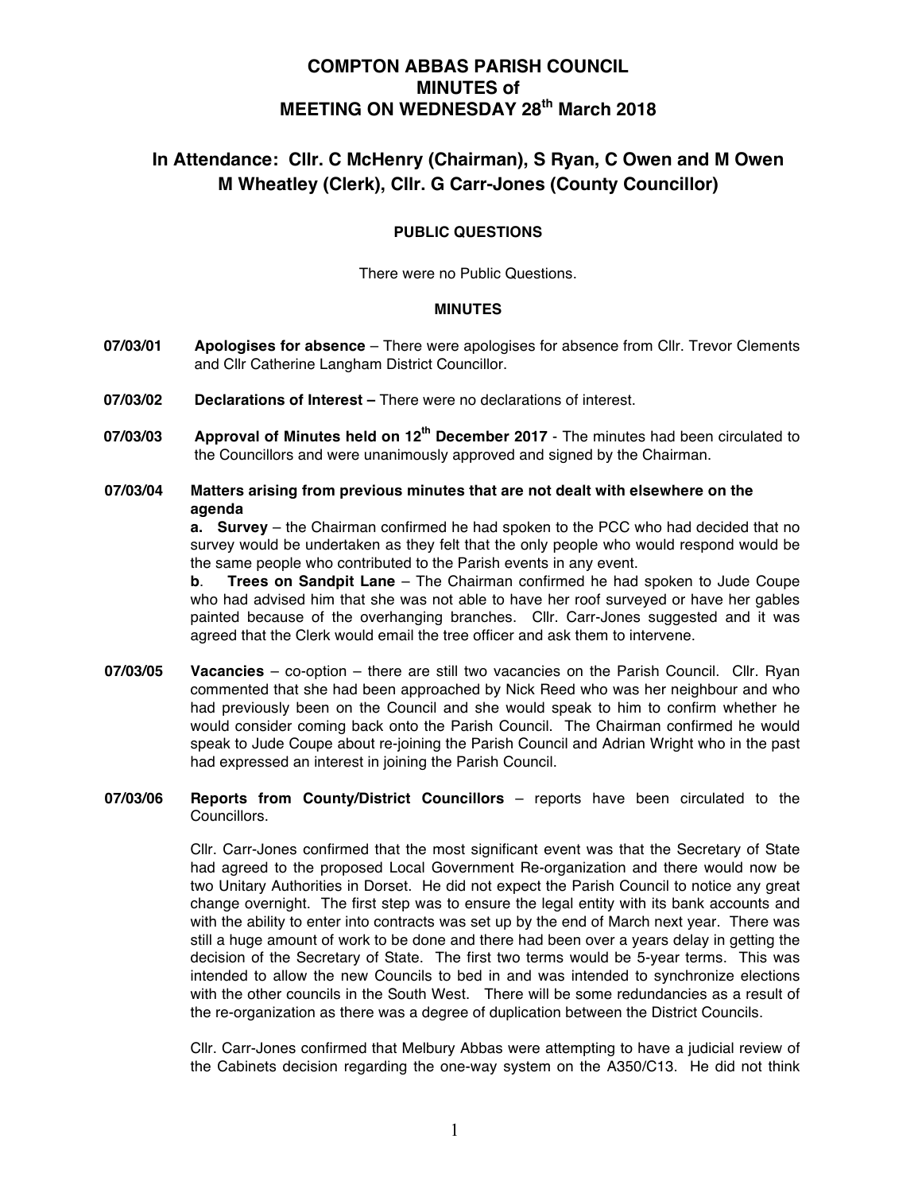# COMPTON ABBAS PARISH COUNCIL
# MINUTES of
# MEETING ON WEDNESDAY 28th March 2018

## In Attendance: Cllr. C McHenry (Chairman), S Ryan, C Owen and M Owen M Wheatley (Clerk), Cllr. G Carr-Jones (County Councillor)

### PUBLIC QUESTIONS

There were no Public Questions.

### MINUTES

**07/03/01** **Apologises for absence** – There were apologises for absence from Cllr. Trevor Clements and Cllr Catherine Langham District Councillor.

**07/03/02** **Declarations of Interest –** There were no declarations of interest.

**07/03/03** **Approval of Minutes held on 12th December 2017** - The minutes had been circulated to the Councillors and were unanimously approved and signed by the Chairman.

**07/03/04** **Matters arising from previous minutes that are not dealt with elsewhere on the agenda**

**a. Survey** – the Chairman confirmed he had spoken to the PCC who had decided that no survey would be undertaken as they felt that the only people who would respond would be the same people who contributed to the Parish events in any event.

**b**. **Trees on Sandpit Lane** – The Chairman confirmed he had spoken to Jude Coupe who had advised him that she was not able to have her roof surveyed or have her gables painted because of the overhanging branches. Cllr. Carr-Jones suggested and it was agreed that the Clerk would email the tree officer and ask them to intervene.

**07/03/05** **Vacancies** – co-option – there are still two vacancies on the Parish Council. Cllr. Ryan commented that she had been approached by Nick Reed who was her neighbour and who had previously been on the Council and she would speak to him to confirm whether he would consider coming back onto the Parish Council. The Chairman confirmed he would speak to Jude Coupe about re-joining the Parish Council and Adrian Wright who in the past had expressed an interest in joining the Parish Council.

**07/03/06** **Reports from County/District Councillors** – reports have been circulated to the Councillors.

Cllr. Carr-Jones confirmed that the most significant event was that the Secretary of State had agreed to the proposed Local Government Re-organization and there would now be two Unitary Authorities in Dorset. He did not expect the Parish Council to notice any great change overnight. The first step was to ensure the legal entity with its bank accounts and with the ability to enter into contracts was set up by the end of March next year. There was still a huge amount of work to be done and there had been over a years delay in getting the decision of the Secretary of State. The first two terms would be 5-year terms. This was intended to allow the new Councils to bed in and was intended to synchronize elections with the other councils in the South West. There will be some redundancies as a result of the re-organization as there was a degree of duplication between the District Councils.

Cllr. Carr-Jones confirmed that Melbury Abbas were attempting to have a judicial review of the Cabinets decision regarding the one-way system on the A350/C13. He did not think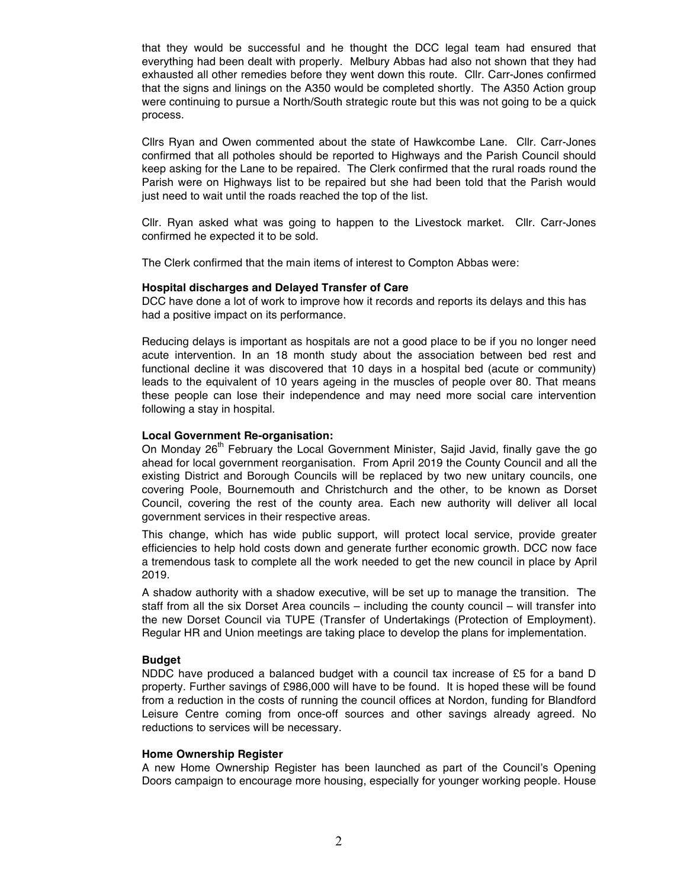that they would be successful and he thought the DCC legal team had ensured that everything had been dealt with properly. Melbury Abbas had also not shown that they had exhausted all other remedies before they went down this route. Cllr. Carr-Jones confirmed that the signs and linings on the A350 would be completed shortly. The A350 Action group were continuing to pursue a North/South strategic route but this was not going to be a quick process.

Cllrs Ryan and Owen commented about the state of Hawkcombe Lane. Cllr. Carr-Jones confirmed that all potholes should be reported to Highways and the Parish Council should keep asking for the Lane to be repaired. The Clerk confirmed that the rural roads round the Parish were on Highways list to be repaired but she had been told that the Parish would just need to wait until the roads reached the top of the list.

Cllr. Ryan asked what was going to happen to the Livestock market. Cllr. Carr-Jones confirmed he expected it to be sold.

The Clerk confirmed that the main items of interest to Compton Abbas were:

**Hospital discharges and Delayed Transfer of Care**

DCC have done a lot of work to improve how it records and reports its delays and this has had a positive impact on its performance.

Reducing delays is important as hospitals are not a good place to be if you no longer need acute intervention. In an 18 month study about the association between bed rest and functional decline it was discovered that 10 days in a hospital bed (acute or community) leads to the equivalent of 10 years ageing in the muscles of people over 80. That means these people can lose their independence and may need more social care intervention following a stay in hospital.

**Local Government Re-organisation:**

On Monday 26th February the Local Government Minister, Sajid Javid, finally gave the go ahead for local government reorganisation. From April 2019 the County Council and all the existing District and Borough Councils will be replaced by two new unitary councils, one covering Poole, Bournemouth and Christchurch and the other, to be known as Dorset Council, covering the rest of the county area. Each new authority will deliver all local government services in their respective areas.

This change, which has wide public support, will protect local service, provide greater efficiencies to help hold costs down and generate further economic growth. DCC now face a tremendous task to complete all the work needed to get the new council in place by April 2019.

A shadow authority with a shadow executive, will be set up to manage the transition. The staff from all the six Dorset Area councils – including the county council – will transfer into the new Dorset Council via TUPE (Transfer of Undertakings (Protection of Employment). Regular HR and Union meetings are taking place to develop the plans for implementation.

**Budget**

NDDC have produced a balanced budget with a council tax increase of £5 for a band D property. Further savings of £986,000 will have to be found. It is hoped these will be found from a reduction in the costs of running the council offices at Nordon, funding for Blandford Leisure Centre coming from once-off sources and other savings already agreed. No reductions to services will be necessary.

**Home Ownership Register**

A new Home Ownership Register has been launched as part of the Council's Opening Doors campaign to encourage more housing, especially for younger working people. House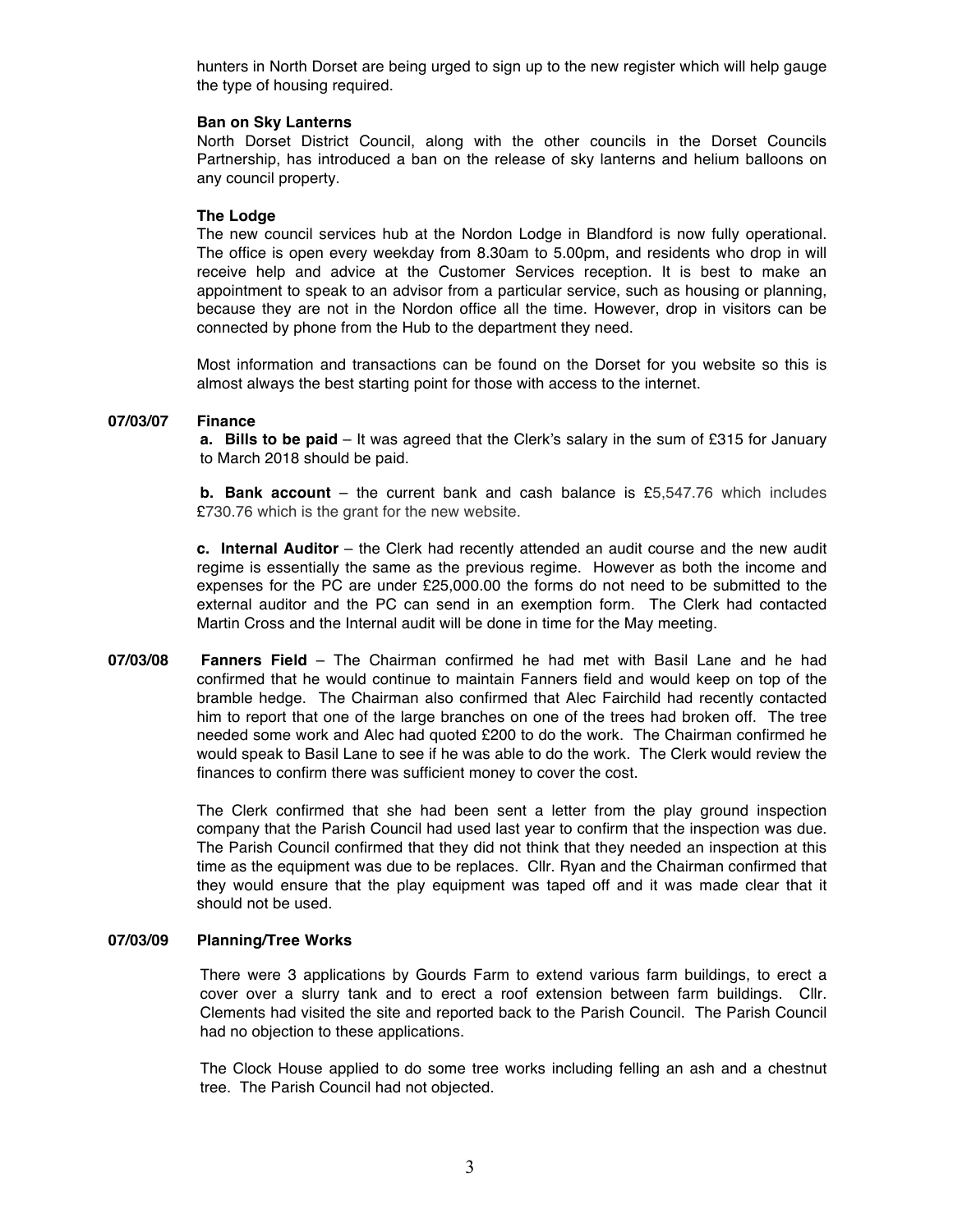hunters in North Dorset are being urged to sign up to the new register which will help gauge the type of housing required.

**Ban on Sky Lanterns**

North Dorset District Council, along with the other councils in the Dorset Councils Partnership, has introduced a ban on the release of sky lanterns and helium balloons on any council property.

**The Lodge**

The new council services hub at the Nordon Lodge in Blandford is now fully operational. The office is open every weekday from 8.30am to 5.00pm, and residents who drop in will receive help and advice at the Customer Services reception. It is best to make an appointment to speak to an advisor from a particular service, such as housing or planning, because they are not in the Nordon office all the time. However, drop in visitors can be connected by phone from the Hub to the department they need.

Most information and transactions can be found on the Dorset for you website so this is almost always the best starting point for those with access to the internet.

**07/03/07 Finance**

**a. Bills to be paid** – It was agreed that the Clerk's salary in the sum of £315 for January to March 2018 should be paid.

**b. Bank account** – the current bank and cash balance is £5,547.76 which includes £730.76 which is the grant for the new website.

**c. Internal Auditor** – the Clerk had recently attended an audit course and the new audit regime is essentially the same as the previous regime. However as both the income and expenses for the PC are under £25,000.00 the forms do not need to be submitted to the external auditor and the PC can send in an exemption form. The Clerk had contacted Martin Cross and the Internal audit will be done in time for the May meeting.

**07/03/08 Fanners Field** – The Chairman confirmed he had met with Basil Lane and he had confirmed that he would continue to maintain Fanners field and would keep on top of the bramble hedge. The Chairman also confirmed that Alec Fairchild had recently contacted him to report that one of the large branches on one of the trees had broken off. The tree needed some work and Alec had quoted £200 to do the work. The Chairman confirmed he would speak to Basil Lane to see if he was able to do the work. The Clerk would review the finances to confirm there was sufficient money to cover the cost.

The Clerk confirmed that she had been sent a letter from the play ground inspection company that the Parish Council had used last year to confirm that the inspection was due. The Parish Council confirmed that they did not think that they needed an inspection at this time as the equipment was due to be replaces. Cllr. Ryan and the Chairman confirmed that they would ensure that the play equipment was taped off and it was made clear that it should not be used.

**07/03/09 Planning/Tree Works**

There were 3 applications by Gourds Farm to extend various farm buildings, to erect a cover over a slurry tank and to erect a roof extension between farm buildings. Cllr. Clements had visited the site and reported back to the Parish Council. The Parish Council had no objection to these applications.

The Clock House applied to do some tree works including felling an ash and a chestnut tree. The Parish Council had not objected.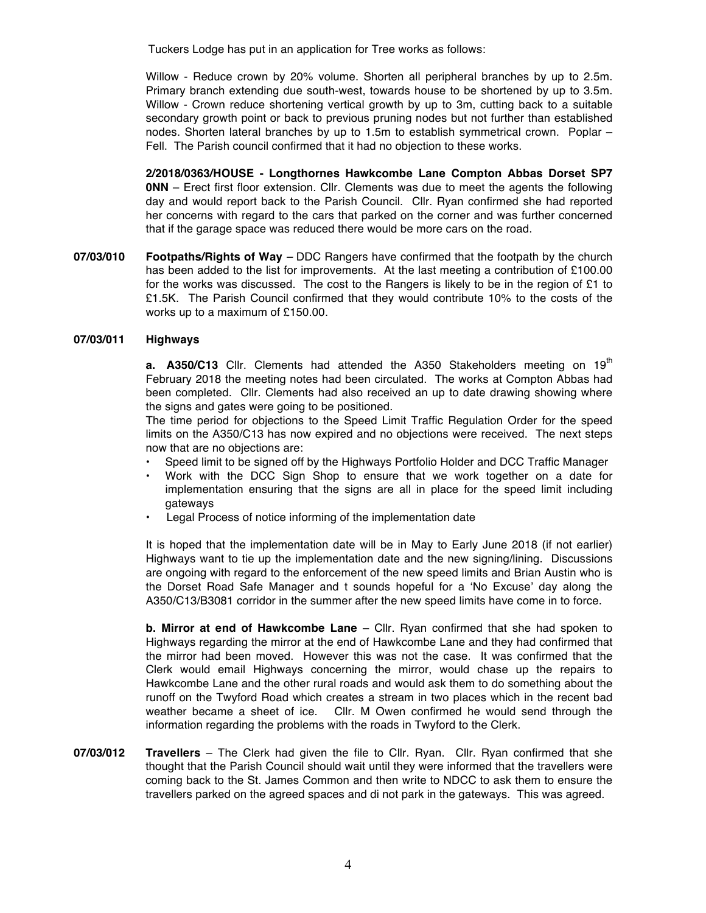Tuckers Lodge has put in an application for Tree works as follows:

Willow - Reduce crown by 20% volume. Shorten all peripheral branches by up to 2.5m. Primary branch extending due south-west, towards house to be shortened by up to 3.5m. Willow - Crown reduce shortening vertical growth by up to 3m, cutting back to a suitable secondary growth point or back to previous pruning nodes but not further than established nodes. Shorten lateral branches by up to 1.5m to establish symmetrical crown. Poplar – Fell. The Parish council confirmed that it had no objection to these works.

**2/2018/0363/HOUSE - Longthornes Hawkcombe Lane Compton Abbas Dorset SP7 0NN** – Erect first floor extension. Cllr. Clements was due to meet the agents the following day and would report back to the Parish Council. Cllr. Ryan confirmed she had reported her concerns with regard to the cars that parked on the corner and was further concerned that if the garage space was reduced there would be more cars on the road.

**07/03/010 Footpaths/Rights of Way –** DDC Rangers have confirmed that the footpath by the church has been added to the list for improvements. At the last meeting a contribution of £100.00 for the works was discussed. The cost to the Rangers is likely to be in the region of £1 to £1.5K. The Parish Council confirmed that they would contribute 10% to the costs of the works up to a maximum of £150.00.

**07/03/011 Highways**

**a. A350/C13** Cllr. Clements had attended the A350 Stakeholders meeting on 19th February 2018 the meeting notes had been circulated. The works at Compton Abbas had been completed. Cllr. Clements had also received an up to date drawing showing where the signs and gates were going to be positioned.

The time period for objections to the Speed Limit Traffic Regulation Order for the speed limits on the A350/C13 has now expired and no objections were received. The next steps now that are no objections are:

- Speed limit to be signed off by the Highways Portfolio Holder and DCC Traffic Manager
- Work with the DCC Sign Shop to ensure that we work together on a date for implementation ensuring that the signs are all in place for the speed limit including gateways
- Legal Process of notice informing of the implementation date

It is hoped that the implementation date will be in May to Early June 2018 (if not earlier) Highways want to tie up the implementation date and the new signing/lining. Discussions are ongoing with regard to the enforcement of the new speed limits and Brian Austin who is the Dorset Road Safe Manager and t sounds hopeful for a 'No Excuse' day along the A350/C13/B3081 corridor in the summer after the new speed limits have come in to force.

**b. Mirror at end of Hawkcombe Lane** – Cllr. Ryan confirmed that she had spoken to Highways regarding the mirror at the end of Hawkcombe Lane and they had confirmed that the mirror had been moved. However this was not the case. It was confirmed that the Clerk would email Highways concerning the mirror, would chase up the repairs to Hawkcombe Lane and the other rural roads and would ask them to do something about the runoff on the Twyford Road which creates a stream in two places which in the recent bad weather became a sheet of ice. Cllr. M Owen confirmed he would send through the information regarding the problems with the roads in Twyford to the Clerk.

**07/03/012 Travellers** – The Clerk had given the file to Cllr. Ryan. Cllr. Ryan confirmed that she thought that the Parish Council should wait until they were informed that the travellers were coming back to the St. James Common and then write to NDCC to ask them to ensure the travellers parked on the agreed spaces and di not park in the gateways. This was agreed.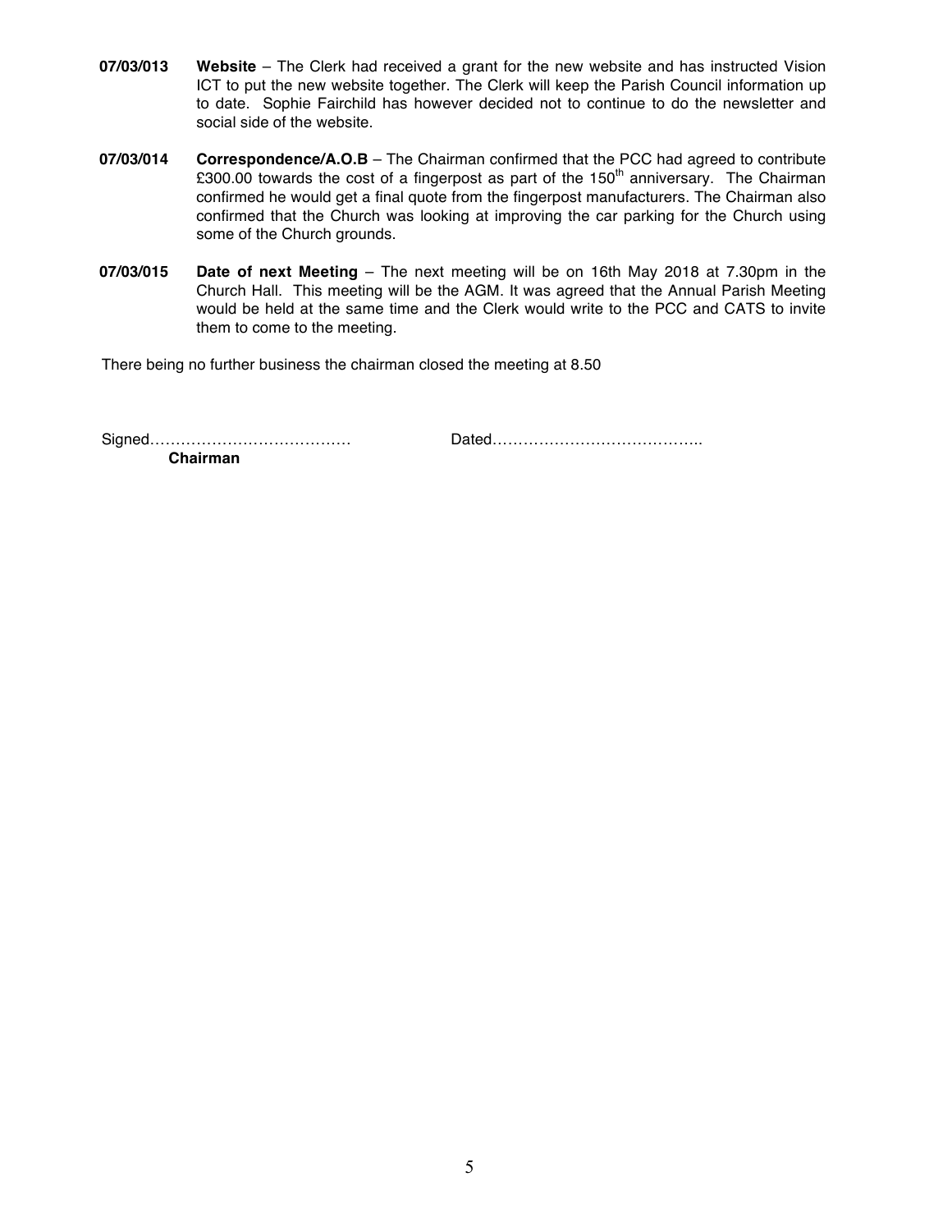**07/03/013** **Website** – The Clerk had received a grant for the new website and has instructed Vision ICT to put the new website together. The Clerk will keep the Parish Council information up to date. Sophie Fairchild has however decided not to continue to do the newsletter and social side of the website.

**07/03/014** **Correspondence/A.O.B** – The Chairman confirmed that the PCC had agreed to contribute £300.00 towards the cost of a fingerpost as part of the 150th anniversary. The Chairman confirmed he would get a final quote from the fingerpost manufacturers. The Chairman also confirmed that the Church was looking at improving the car parking for the Church using some of the Church grounds.

**07/03/015** **Date of next Meeting** – The next meeting will be on 16th May 2018 at 7.30pm in the Church Hall. This meeting will be the AGM. It was agreed that the Annual Parish Meeting would be held at the same time and the Clerk would write to the PCC and CATS to invite them to come to the meeting.

There being no further business the chairman closed the meeting at 8.50

Signed………………………………… Dated…………………………………..
**Chairman**